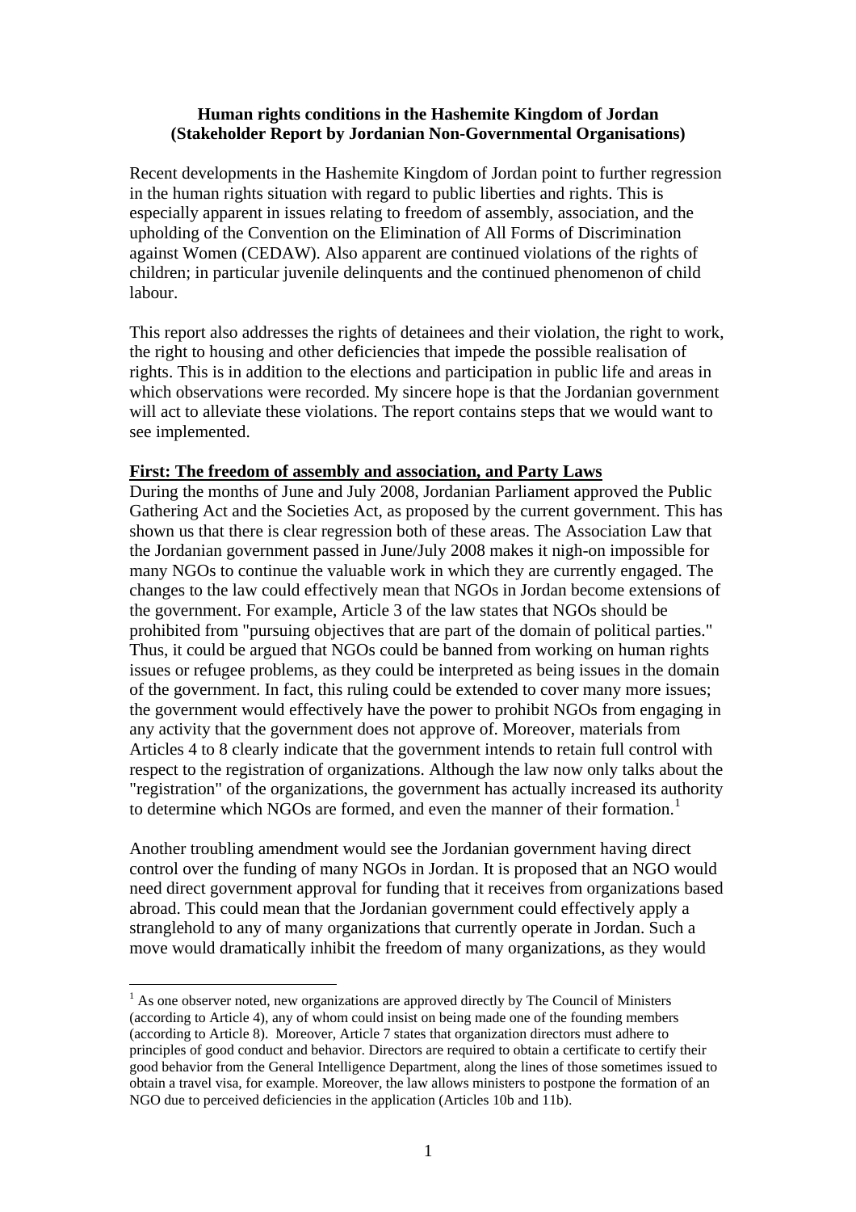**Human rights conditions in the Hashemite Kingdom of Jordan (Stakeholder Report by Jordanian Non-Governmental Organisations)**

Recent developments in the Hashemite Kingdom of Jordan point to further regression in the human rights situation with regard to public liberties and rights. This is especially apparent in issues relating to freedom of assembly, association, and the upholding of the Convention on the Elimination of All Forms of Discrimination against Women (CEDAW). Also apparent are continued violations of the rights of children; in particular juvenile delinquents and the continued phenomenon of child labour.

This report also addresses the rights of detainees and their violation, the right to work, the right to housing and other deficiencies that impede the possible realisation of rights. This is in addition to the elections and participation in public life and areas in which observations were recorded. My sincere hope is that the Jordanian government will act to alleviate these violations. The report contains steps that we would want to see implemented.

**First: The freedom of assembly and association, and Party Laws**

During the months of June and July 2008, Jordanian Parliament approved the Public Gathering Act and the Societies Act, as proposed by the current government. This has shown us that there is clear regression both of these areas. The Association Law that the Jordanian government passed in June/July 2008 makes it nigh-on impossible for many NGOs to continue the valuable work in which they are currently engaged. The changes to the law could effectively mean that NGOs in Jordan become extensions of the government. For example, Article 3 of the law states that NGOs should be prohibited from "pursuing objectives that are part of the domain of political parties." Thus, it could be argued that NGOs could be banned from working on human rights issues or refugee problems, as they could be interpreted as being issues in the domain of the government. In fact, this ruling could be extended to cover many more issues; the government would effectively have the power to prohibit NGOs from engaging in any activity that the government does not approve of. Moreover, materials from Articles 4 to 8 clearly indicate that the government intends to retain full control with respect to the registration of organizations. Although the law now only talks about the "registration" of the organizations, the government has actually increased its authority to determine which NGOs are formed, and even the manner of their formation.[1]

Another troubling amendment would see the Jordanian government having direct control over the funding of many NGOs in Jordan. It is proposed that an NGO would need direct government approval for funding that it receives from organizations based abroad. This could mean that the Jordanian government could effectively apply a stranglehold to any of many organizations that currently operate in Jordan. Such a move would dramatically inhibit the freedom of many organizations, as they would

[1] As one observer noted, new organizations are approved directly by The Council of Ministers (according to Article 4), any of whom could insist on being made one of the founding members (according to Article 8). Moreover, Article 7 states that organization directors must adhere to principles of good conduct and behavior. Directors are required to obtain a certificate to certify their good behavior from the General Intelligence Department, along the lines of those sometimes issued to obtain a travel visa, for example. Moreover, the law allows ministers to postpone the formation of an NGO due to perceived deficiencies in the application (Articles 10b and 11b).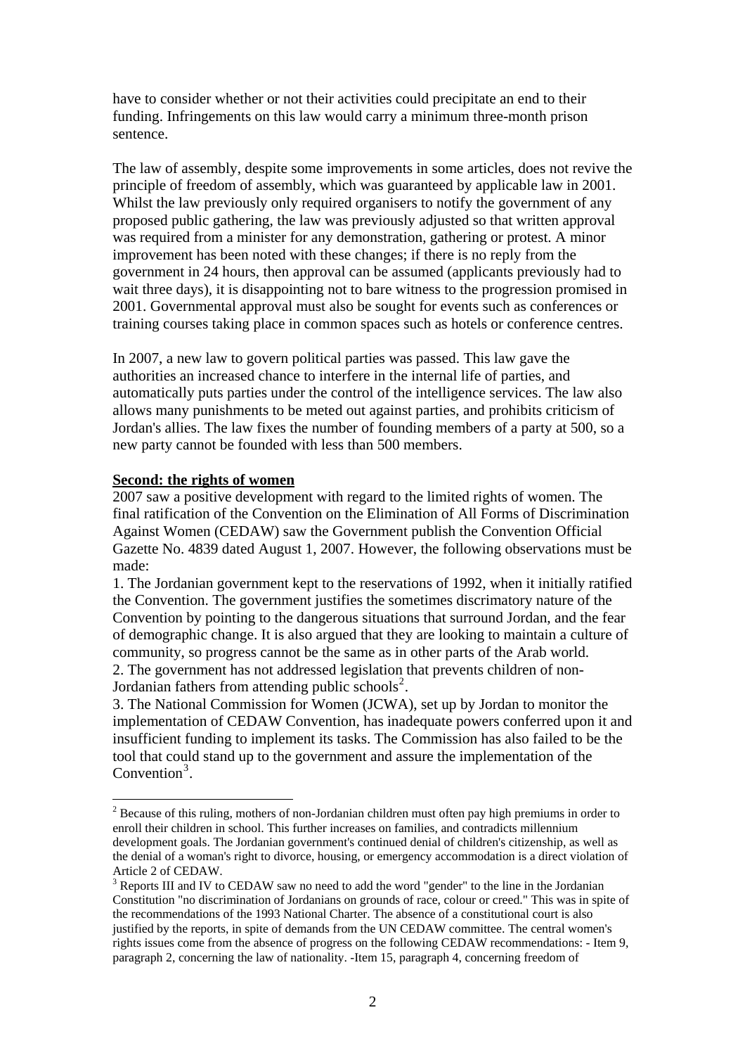have to consider whether or not their activities could precipitate an end to their funding. Infringements on this law would carry a minimum three-month prison sentence.

The law of assembly, despite some improvements in some articles, does not revive the principle of freedom of assembly, which was guaranteed by applicable law in 2001. Whilst the law previously only required organisers to notify the government of any proposed public gathering, the law was previously adjusted so that written approval was required from a minister for any demonstration, gathering or protest. A minor improvement has been noted with these changes; if there is no reply from the government in 24 hours, then approval can be assumed (applicants previously had to wait three days), it is disappointing not to bare witness to the progression promised in 2001. Governmental approval must also be sought for events such as conferences or training courses taking place in common spaces such as hotels or conference centres.

In 2007, a new law to govern political parties was passed. This law gave the authorities an increased chance to interfere in the internal life of parties, and automatically puts parties under the control of the intelligence services. The law also allows many punishments to be meted out against parties, and prohibits criticism of Jordan's allies. The law fixes the number of founding members of a party at 500, so a new party cannot be founded with less than 500 members.

**Second: the rights of women**

2007 saw a positive development with regard to the limited rights of women. The final ratification of the Convention on the Elimination of All Forms of Discrimination Against Women (CEDAW) saw the Government publish the Convention Official Gazette No. 4839 dated August 1, 2007. However, the following observations must be made:

1. The Jordanian government kept to the reservations of 1992, when it initially ratified the Convention. The government justifies the sometimes discrimatory nature of the Convention by pointing to the dangerous situations that surround Jordan, and the fear of demographic change. It is also argued that they are looking to maintain a culture of community, so progress cannot be the same as in other parts of the Arab world.
2. The government has not addressed legislation that prevents children of non-Jordanian fathers from attending public schools[2].
3. The National Commission for Women (JCWA), set up by Jordan to monitor the implementation of CEDAW Convention, has inadequate powers conferred upon it and insufficient funding to implement its tasks. The Commission has also failed to be the tool that could stand up to the government and assure the implementation of the Convention[3].

---

[2] Because of this ruling, mothers of non-Jordanian children must often pay high premiums in order to enroll their children in school. This further increases on families, and contradicts millennium development goals. The Jordanian government's continued denial of children's citizenship, as well as the denial of a woman's right to divorce, housing, or emergency accommodation is a direct violation of Article 2 of CEDAW.

[3] Reports III and IV to CEDAW saw no need to add the word "gender" to the line in the Jordanian Constitution "no discrimination of Jordanians on grounds of race, colour or creed." This was in spite of the recommendations of the 1993 National Charter. The absence of a constitutional court is also justified by the reports, in spite of demands from the UN CEDAW committee. The central women's rights issues come from the absence of progress on the following CEDAW recommendations: - Item 9, paragraph 2, concerning the law of nationality. -Item 15, paragraph 4, concerning freedom of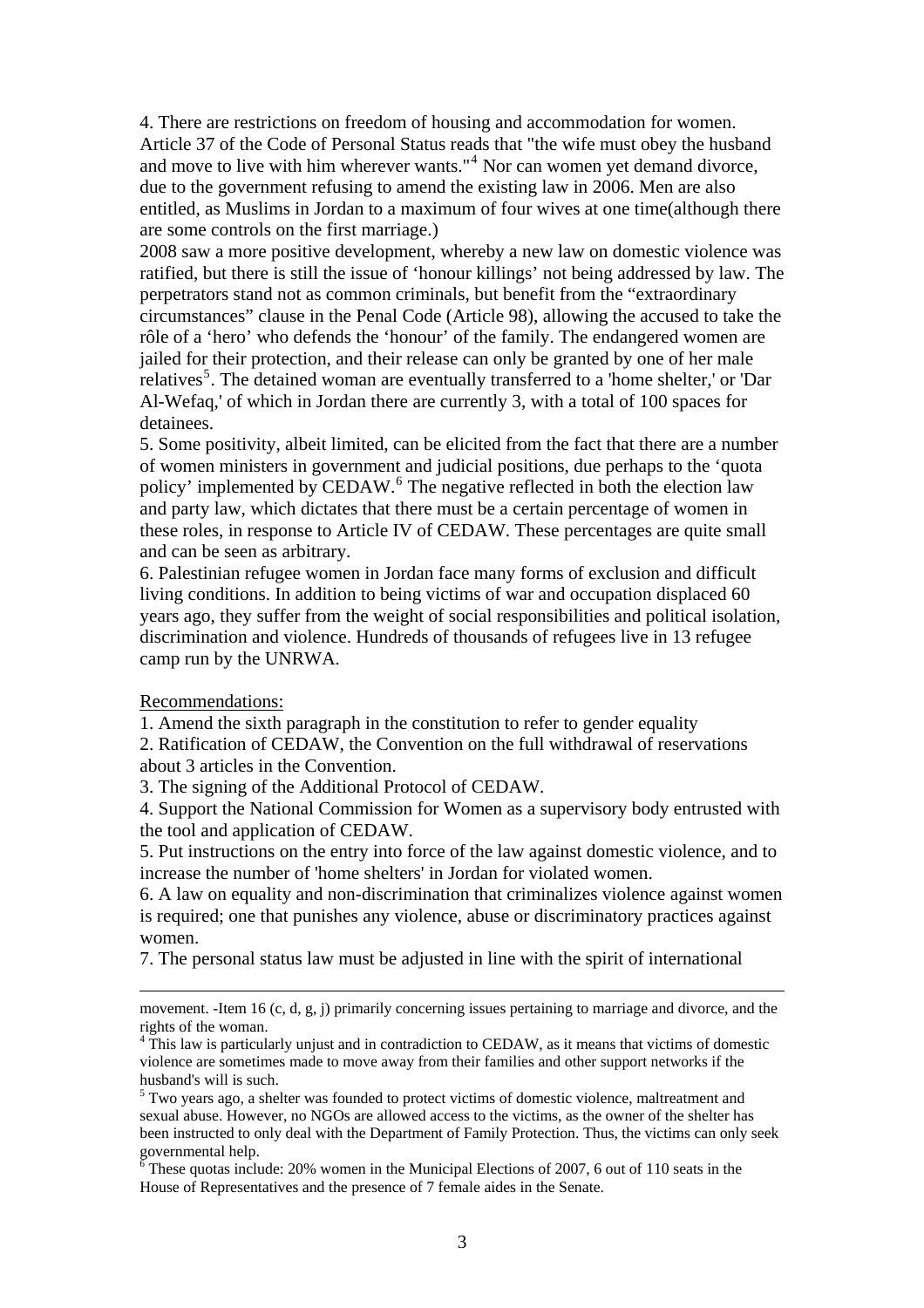4. There are restrictions on freedom of housing and accommodation for women. Article 37 of the Code of Personal Status reads that "the wife must obey the husband and move to live with him wherever wants."[4] Nor can women yet demand divorce, due to the government refusing to amend the existing law in 2006. Men are also entitled, as Muslims in Jordan to a maximum of four wives at one time(although there are some controls on the first marriage.)

2008 saw a more positive development, whereby a new law on domestic violence was ratified, but there is still the issue of 'honour killings' not being addressed by law. The perpetrators stand not as common criminals, but benefit from the "extraordinary circumstances" clause in the Penal Code (Article 98), allowing the accused to take the rôle of a 'hero' who defends the 'honour' of the family. The endangered women are jailed for their protection, and their release can only be granted by one of her male relatives[5]. The detained woman are eventually transferred to a 'home shelter,' or 'Dar Al-Wefaq,' of which in Jordan there are currently 3, with a total of 100 spaces for detainees.

5. Some positivity, albeit limited, can be elicited from the fact that there are a number of women ministers in government and judicial positions, due perhaps to the 'quota policy' implemented by CEDAW.[6] The negative reflected in both the election law and party law, which dictates that there must be a certain percentage of women in these roles, in response to Article IV of CEDAW. These percentages are quite small and can be seen as arbitrary.

6. Palestinian refugee women in Jordan face many forms of exclusion and difficult living conditions. In addition to being victims of war and occupation displaced 60 years ago, they suffer from the weight of social responsibilities and political isolation, discrimination and violence. Hundreds of thousands of refugees live in 13 refugee camp run by the UNRWA.

Recommendations:

1. Amend the sixth paragraph in the constitution to refer to gender equality
2. Ratification of CEDAW, the Convention on the full withdrawal of reservations about 3 articles in the Convention.
3. The signing of the Additional Protocol of CEDAW.
4. Support the National Commission for Women as a supervisory body entrusted with the tool and application of CEDAW.
5. Put instructions on the entry into force of the law against domestic violence, and to increase the number of 'home shelters' in Jordan for violated women.
6. A law on equality and non-discrimination that criminalizes violence against women is required; one that punishes any violence, abuse or discriminatory practices against women.
7. The personal status law must be adjusted in line with the spirit of international

---

movement. -Item 16 (c, d, g, j) primarily concerning issues pertaining to marriage and divorce, and the rights of the woman.

[4] This law is particularly unjust and in contradiction to CEDAW, as it means that victims of domestic violence are sometimes made to move away from their families and other support networks if the husband's will is such.

[5] Two years ago, a shelter was founded to protect victims of domestic violence, maltreatment and sexual abuse. However, no NGOs are allowed access to the victims, as the owner of the shelter has been instructed to only deal with the Department of Family Protection. Thus, the victims can only seek governmental help.

[6] These quotas include: 20% women in the Municipal Elections of 2007, 6 out of 110 seats in the House of Representatives and the presence of 7 female aides in the Senate.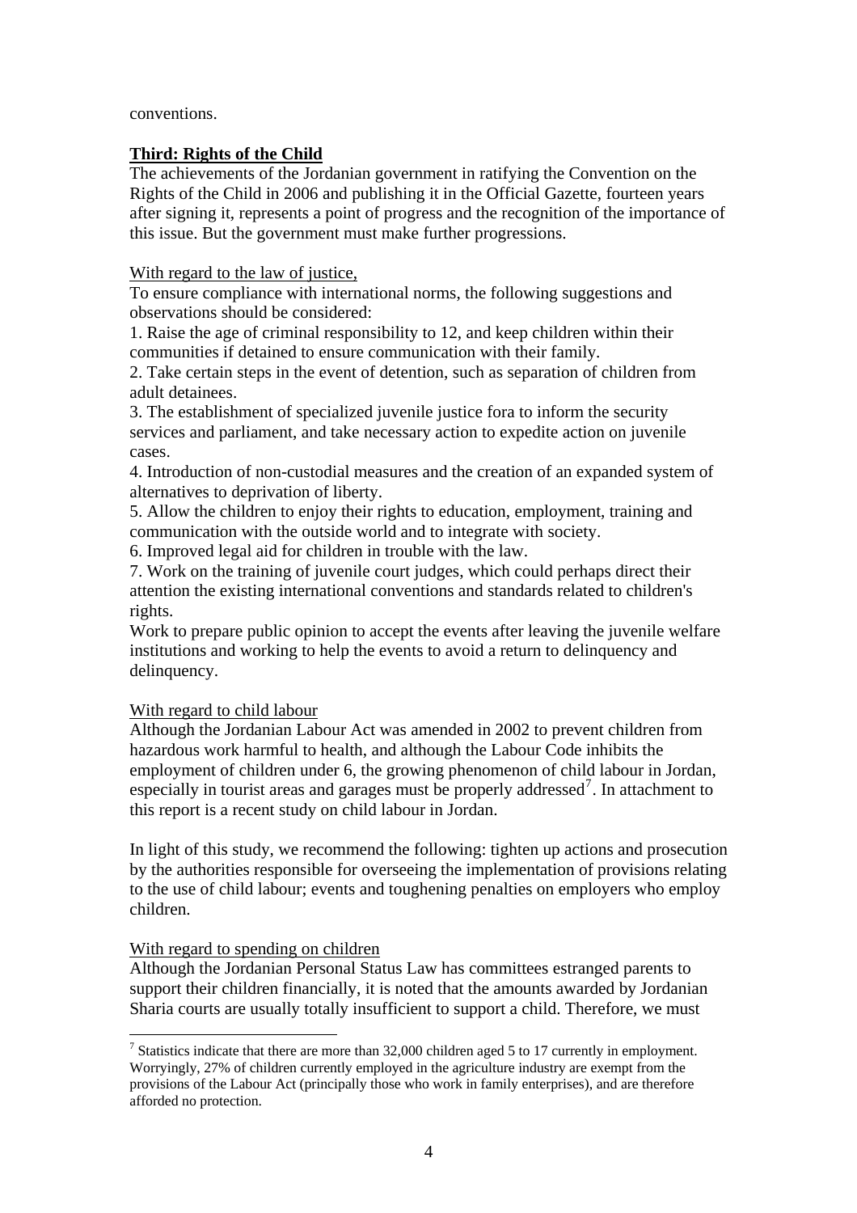conventions.

**Third: Rights of the Child**

The achievements of the Jordanian government in ratifying the Convention on the Rights of the Child in 2006 and publishing it in the Official Gazette, fourteen years after signing it, represents a point of progress and the recognition of the importance of this issue. But the government must make further progressions.

With regard to the law of justice,

To ensure compliance with international norms, the following suggestions and observations should be considered:

1. Raise the age of criminal responsibility to 12, and keep children within their communities if detained to ensure communication with their family.
2. Take certain steps in the event of detention, such as separation of children from adult detainees.
3. The establishment of specialized juvenile justice fora to inform the security services and parliament, and take necessary action to expedite action on juvenile cases.
4. Introduction of non-custodial measures and the creation of an expanded system of alternatives to deprivation of liberty.
5. Allow the children to enjoy their rights to education, employment, training and communication with the outside world and to integrate with society.
6. Improved legal aid for children in trouble with the law.
7. Work on the training of juvenile court judges, which could perhaps direct their attention the existing international conventions and standards related to children's rights.

Work to prepare public opinion to accept the events after leaving the juvenile welfare institutions and working to help the events to avoid a return to delinquency and delinquency.

With regard to child labour

Although the Jordanian Labour Act was amended in 2002 to prevent children from hazardous work harmful to health, and although the Labour Code inhibits the employment of children under 6, the growing phenomenon of child labour in Jordan, especially in tourist areas and garages must be properly addressed[7]. In attachment to this report is a recent study on child labour in Jordan.

In light of this study, we recommend the following: tighten up actions and prosecution by the authorities responsible for overseeing the implementation of provisions relating to the use of child labour; events and toughening penalties on employers who employ children.

With regard to spending on children

Although the Jordanian Personal Status Law has committees estranged parents to support their children financially, it is noted that the amounts awarded by Jordanian Sharia courts are usually totally insufficient to support a child. Therefore, we must

---

[7] Statistics indicate that there are more than 32,000 children aged 5 to 17 currently in employment. Worryingly, 27% of children currently employed in the agriculture industry are exempt from the provisions of the Labour Act (principally those who work in family enterprises), and are therefore afforded no protection.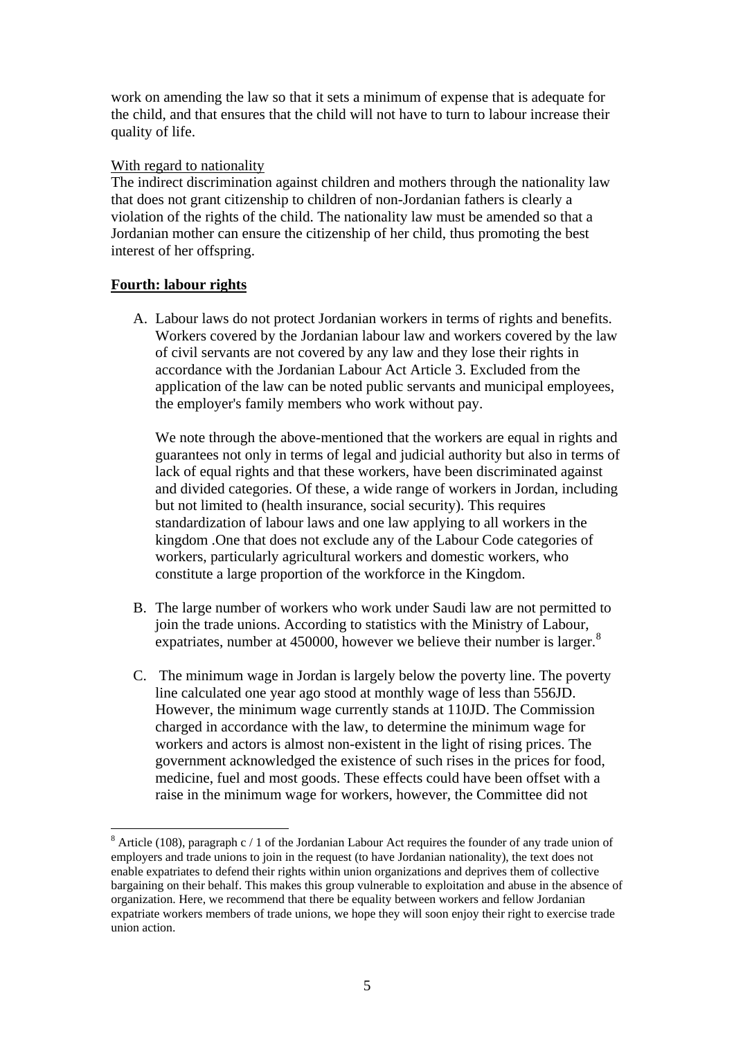work on amending the law so that it sets a minimum of expense that is adequate for the child, and that ensures that the child will not have to turn to labour increase their quality of life.

With regard to nationality

The indirect discrimination against children and mothers through the nationality law that does not grant citizenship to children of non-Jordanian fathers is clearly a violation of the rights of the child. The nationality law must be amended so that a Jordanian mother can ensure the citizenship of her child, thus promoting the best interest of her offspring.

**Fourth: labour rights**

A. Labour laws do not protect Jordanian workers in terms of rights and benefits. Workers covered by the Jordanian labour law and workers covered by the law of civil servants are not covered by any law and they lose their rights in accordance with the Jordanian Labour Act Article 3. Excluded from the application of the law can be noted public servants and municipal employees, the employer's family members who work without pay.

   We note through the above-mentioned that the workers are equal in rights and guarantees not only in terms of legal and judicial authority but also in terms of lack of equal rights and that these workers, have been discriminated against and divided categories. Of these, a wide range of workers in Jordan, including but not limited to (health insurance, social security). This requires standardization of labour laws and one law applying to all workers in the kingdom .One that does not exclude any of the Labour Code categories of workers, particularly agricultural workers and domestic workers, who constitute a large proportion of the workforce in the Kingdom.

B. The large number of workers who work under Saudi law are not permitted to join the trade unions. According to statistics with the Ministry of Labour, expatriates, number at 450000, however we believe their number is larger.[8]

C. The minimum wage in Jordan is largely below the poverty line. The poverty line calculated one year ago stood at monthly wage of less than 556JD. However, the minimum wage currently stands at 110JD. The Commission charged in accordance with the law, to determine the minimum wage for workers and actors is almost non-existent in the light of rising prices. The government acknowledged the existence of such rises in the prices for food, medicine, fuel and most goods. These effects could have been offset with a raise in the minimum wage for workers, however, the Committee did not

---

[8] Article (108), paragraph c / 1 of the Jordanian Labour Act requires the founder of any trade union of employers and trade unions to join in the request (to have Jordanian nationality), the text does not enable expatriates to defend their rights within union organizations and deprives them of collective bargaining on their behalf. This makes this group vulnerable to exploitation and abuse in the absence of organization. Here, we recommend that there be equality between workers and fellow Jordanian expatriate workers members of trade unions, we hope they will soon enjoy their right to exercise trade union action.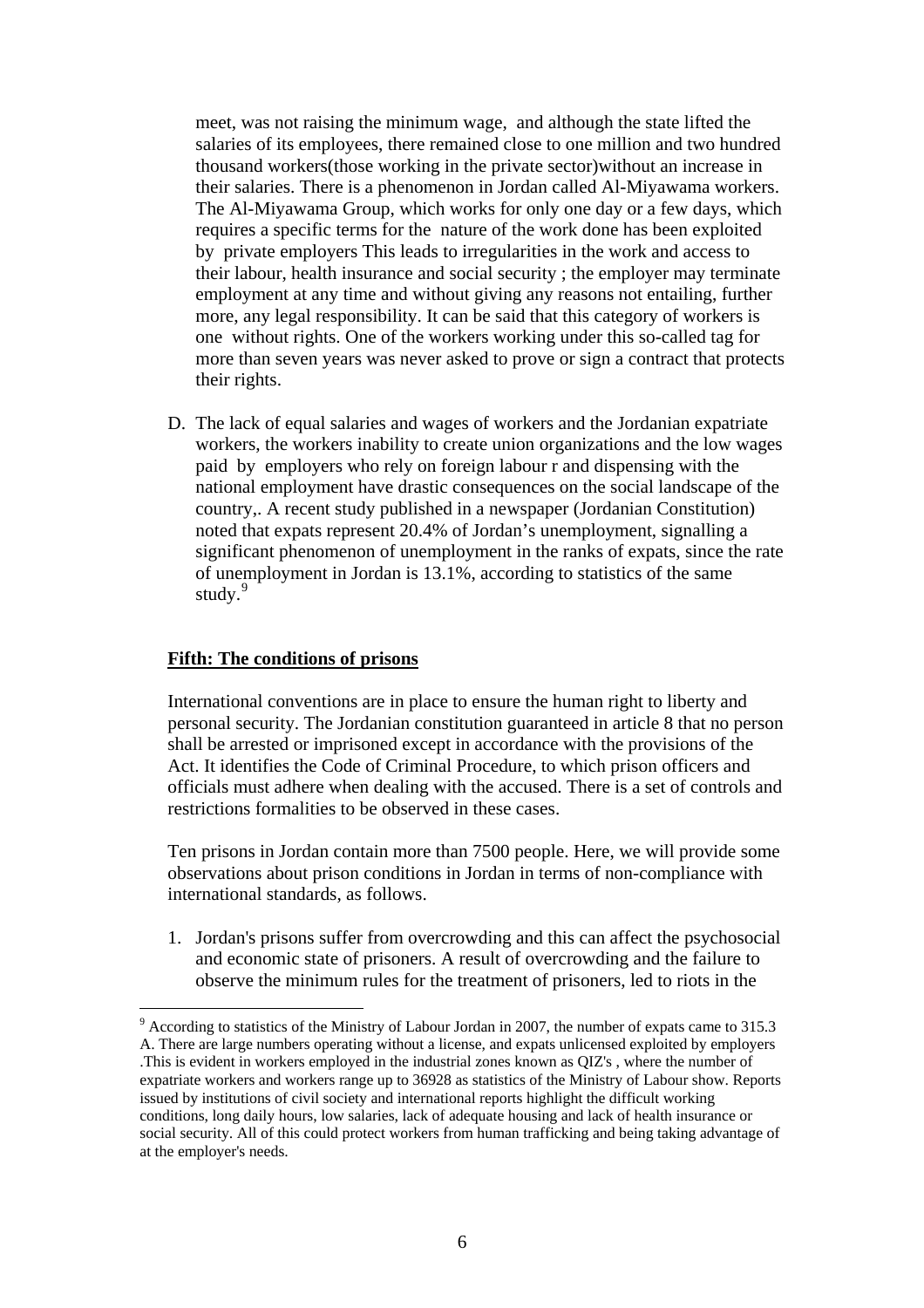meet, was not raising the minimum wage, and although the state lifted the salaries of its employees, there remained close to one million and two hundred thousand workers(those working in the private sector)without an increase in their salaries. There is a phenomenon in Jordan called Al-Miyawama workers. The Al-Miyawama Group, which works for only one day or a few days, which requires a specific terms for the nature of the work done has been exploited by private employers This leads to irregularities in the work and access to their labour, health insurance and social security ; the employer may terminate employment at any time and without giving any reasons not entailing, further more, any legal responsibility. It can be said that this category of workers is one without rights. One of the workers working under this so-called tag for more than seven years was never asked to prove or sign a contract that protects their rights.

D. The lack of equal salaries and wages of workers and the Jordanian expatriate workers, the workers inability to create union organizations and the low wages paid by employers who rely on foreign labour r and dispensing with the national employment have drastic consequences on the social landscape of the country,. A recent study published in a newspaper (Jordanian Constitution) noted that expats represent 20.4% of Jordan's unemployment, signalling a significant phenomenon of unemployment in the ranks of expats, since the rate of unemployment in Jordan is 13.1%, according to statistics of the same study.[9]

**Fifth: The conditions of prisons**

International conventions are in place to ensure the human right to liberty and personal security. The Jordanian constitution guaranteed in article 8 that no person shall be arrested or imprisoned except in accordance with the provisions of the Act. It identifies the Code of Criminal Procedure, to which prison officers and officials must adhere when dealing with the accused. There is a set of controls and restrictions formalities to be observed in these cases.

Ten prisons in Jordan contain more than 7500 people. Here, we will provide some observations about prison conditions in Jordan in terms of non-compliance with international standards, as follows.

1. Jordan's prisons suffer from overcrowding and this can affect the psychosocial and economic state of prisoners. A result of overcrowding and the failure to observe the minimum rules for the treatment of prisoners, led to riots in the

[9] According to statistics of the Ministry of Labour Jordan in 2007, the number of expats came to 315.3 A. There are large numbers operating without a license, and expats unlicensed exploited by employers .This is evident in workers employed in the industrial zones known as QIZ's , where the number of expatriate workers and workers range up to 36928 as statistics of the Ministry of Labour show. Reports issued by institutions of civil society and international reports highlight the difficult working conditions, long daily hours, low salaries, lack of adequate housing and lack of health insurance or social security. All of this could protect workers from human trafficking and being taking advantage of at the employer's needs.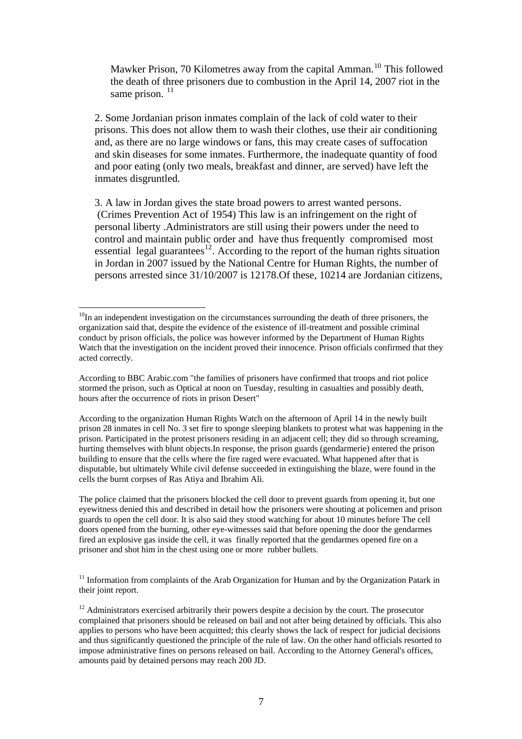Mawker Prison, 70 Kilometres away from the capital Amman.[10] This followed the death of three prisoners due to combustion in the April 14, 2007 riot in the same prison. [11]

2. Some Jordanian prison inmates complain of the lack of cold water to their prisons. This does not allow them to wash their clothes, use their air conditioning and, as there are no large windows or fans, this may create cases of suffocation and skin diseases for some inmates. Furthermore, the inadequate quantity of food and poor eating (only two meals, breakfast and dinner, are served) have left the inmates disgruntled.

3. A law in Jordan gives the state broad powers to arrest wanted persons. (Crimes Prevention Act of 1954) This law is an infringement on the right of personal liberty .Administrators are still using their powers under the need to control and maintain public order and have thus frequently compromised most essential legal guarantees[12]. According to the report of the human rights situation in Jordan in 2007 issued by the National Centre for Human Rights, the number of persons arrested since 31/10/2007 is 12178.Of these, 10214 are Jordanian citizens,

---

[10]In an independent investigation on the circumstances surrounding the death of three prisoners, the organization said that, despite the evidence of the existence of ill-treatment and possible criminal conduct by prison officials, the police was however informed by the Department of Human Rights Watch that the investigation on the incident proved their innocence. Prison officials confirmed that they acted correctly.

According to BBC Arabic.com "the families of prisoners have confirmed that troops and riot police stormed the prison, such as Optical at noon on Tuesday, resulting in casualties and possibly death, hours after the occurrence of riots in prison Desert"

According to the organization Human Rights Watch on the afternoon of April 14 in the newly built prison 28 inmates in cell No. 3 set fire to sponge sleeping blankets to protest what was happening in the prison. Participated in the protest prisoners residing in an adjacent cell; they did so through screaming, hurting themselves with blunt objects.In response, the prison guards (gendarmerie) entered the prison building to ensure that the cells where the fire raged were evacuated. What happened after that is disputable, but ultimately While civil defense succeeded in extinguishing the blaze, were found in the cells the burnt corpses of Ras Atiya and Ibrahim Ali.

The police claimed that the prisoners blocked the cell door to prevent guards from opening it, but one eyewitness denied this and described in detail how the prisoners were shouting at policemen and prison guards to open the cell door. It is also said they stood watching for about 10 minutes before The cell doors opened from the burning, other eye-witnesses said that before opening the door the gendarmes fired an explosive gas inside the cell, it was finally reported that the gendarmes opened fire on a prisoner and shot him in the chest using one or more rubber bullets.

[11] Information from complaints of the Arab Organization for Human and by the Organization Patark in their joint report.

[12] Administrators exercised arbitrarily their powers despite a decision by the court. The prosecutor complained that prisoners should be released on bail and not after being detained by officials. This also applies to persons who have been acquitted; this clearly shows the lack of respect for judicial decisions and thus significantly questioned the principle of the rule of law. On the other hand officials resorted to impose administrative fines on persons released on bail. According to the Attorney General's offices, amounts paid by detained persons may reach 200 JD.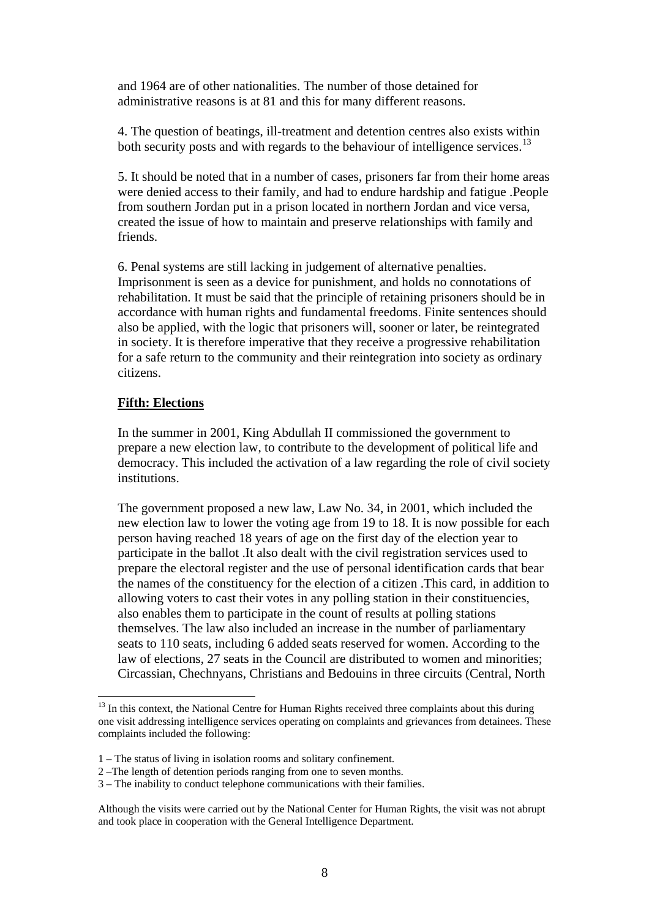and 1964 are of other nationalities. The number of those detained for administrative reasons is at 81 and this for many different reasons.

4. The question of beatings, ill-treatment and detention centres also exists within both security posts and with regards to the behaviour of intelligence services.[13]

5. It should be noted that in a number of cases, prisoners far from their home areas were denied access to their family, and had to endure hardship and fatigue .People from southern Jordan put in a prison located in northern Jordan and vice versa, created the issue of how to maintain and preserve relationships with family and friends.

6. Penal systems are still lacking in judgement of alternative penalties. Imprisonment is seen as a device for punishment, and holds no connotations of rehabilitation. It must be said that the principle of retaining prisoners should be in accordance with human rights and fundamental freedoms. Finite sentences should also be applied, with the logic that prisoners will, sooner or later, be reintegrated in society. It is therefore imperative that they receive a progressive rehabilitation for a safe return to the community and their reintegration into society as ordinary citizens.

**Fifth: Elections**

In the summer in 2001, King Abdullah II commissioned the government to prepare a new election law, to contribute to the development of political life and democracy. This included the activation of a law regarding the role of civil society institutions.

The government proposed a new law, Law No. 34, in 2001, which included the new election law to lower the voting age from 19 to 18. It is now possible for each person having reached 18 years of age on the first day of the election year to participate in the ballot .It also dealt with the civil registration services used to prepare the electoral register and the use of personal identification cards that bear the names of the constituency for the election of a citizen .This card, in addition to allowing voters to cast their votes in any polling station in their constituencies, also enables them to participate in the count of results at polling stations themselves. The law also included an increase in the number of parliamentary seats to 110 seats, including 6 added seats reserved for women. According to the law of elections, 27 seats in the Council are distributed to women and minorities; Circassian, Chechnyans, Christians and Bedouins in three circuits (Central, North

---

[13] In this context, the National Centre for Human Rights received three complaints about this during one visit addressing intelligence services operating on complaints and grievances from detainees. These complaints included the following:

1 – The status of living in isolation rooms and solitary confinement.
2 –The length of detention periods ranging from one to seven months.
3 – The inability to conduct telephone communications with their families.

Although the visits were carried out by the National Center for Human Rights, the visit was not abrupt and took place in cooperation with the General Intelligence Department.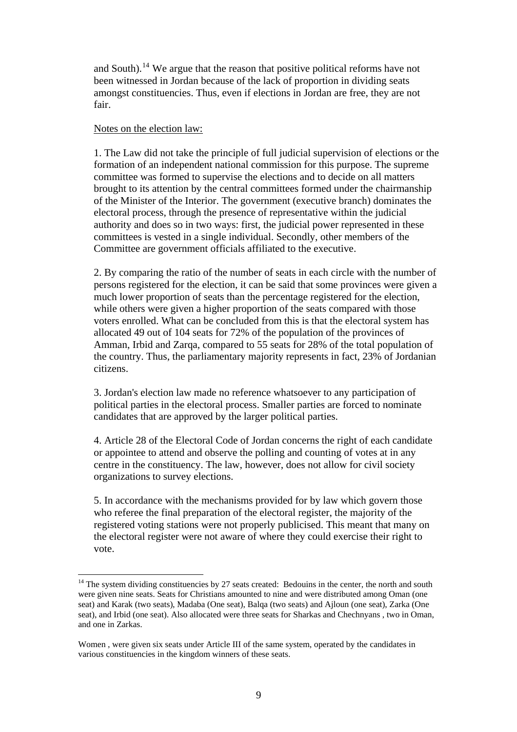and South).[14] We argue that the reason that positive political reforms have not been witnessed in Jordan because of the lack of proportion in dividing seats amongst constituencies. Thus, even if elections in Jordan are free, they are not fair.

<u>Notes on the election law:</u>

1. The Law did not take the principle of full judicial supervision of elections or the formation of an independent national commission for this purpose. The supreme committee was formed to supervise the elections and to decide on all matters brought to its attention by the central committees formed under the chairmanship of the Minister of the Interior. The government (executive branch) dominates the electoral process, through the presence of representative within the judicial authority and does so in two ways: first, the judicial power represented in these committees is vested in a single individual. Secondly, other members of the Committee are government officials affiliated to the executive.

2. By comparing the ratio of the number of seats in each circle with the number of persons registered for the election, it can be said that some provinces were given a much lower proportion of seats than the percentage registered for the election, while others were given a higher proportion of the seats compared with those voters enrolled. What can be concluded from this is that the electoral system has allocated 49 out of 104 seats for 72% of the population of the provinces of Amman, Irbid and Zarqa, compared to 55 seats for 28% of the total population of the country. Thus, the parliamentary majority represents in fact, 23% of Jordanian citizens.

3. Jordan's election law made no reference whatsoever to any participation of political parties in the electoral process. Smaller parties are forced to nominate candidates that are approved by the larger political parties.

4. Article 28 of the Electoral Code of Jordan concerns the right of each candidate or appointee to attend and observe the polling and counting of votes at in any centre in the constituency. The law, however, does not allow for civil society organizations to survey elections.

5. In accordance with the mechanisms provided for by law which govern those who referee the final preparation of the electoral register, the majority of the registered voting stations were not properly publicised. This meant that many on the electoral register were not aware of where they could exercise their right to vote.

---

[14] The system dividing constituencies by 27 seats created: Bedouins in the center, the north and south were given nine seats. Seats for Christians amounted to nine and were distributed among Oman (one seat) and Karak (two seats), Madaba (One seat), Balqa (two seats) and Ajloun (one seat), Zarka (One seat), and Irbid (one seat). Also allocated were three seats for Sharkas and Chechnyans , two in Oman, and one in Zarkas.

Women , were given six seats under Article III of the same system, operated by the candidates in various constituencies in the kingdom winners of these seats.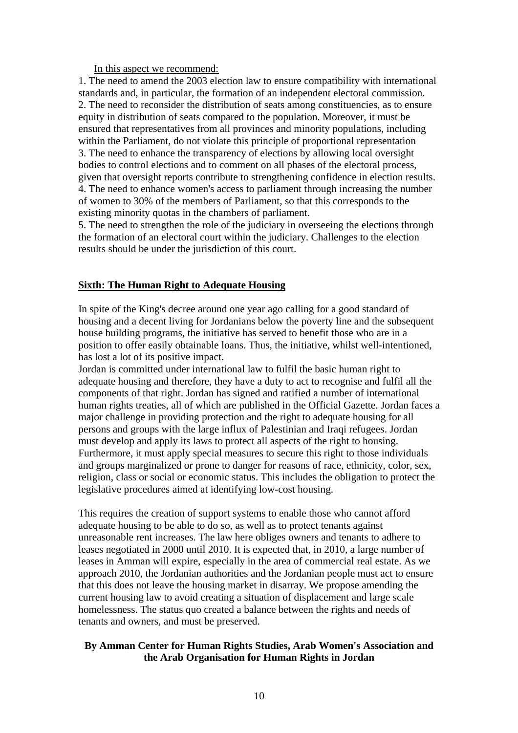In this aspect we recommend:

1. The need to amend the 2003 election law to ensure compatibility with international standards and, in particular, the formation of an independent electoral commission.
2. The need to reconsider the distribution of seats among constituencies, as to ensure equity in distribution of seats compared to the population. Moreover, it must be ensured that representatives from all provinces and minority populations, including within the Parliament, do not violate this principle of proportional representation
3. The need to enhance the transparency of elections by allowing local oversight bodies to control elections and to comment on all phases of the electoral process, given that oversight reports contribute to strengthening confidence in election results.
4. The need to enhance women's access to parliament through increasing the number of women to 30% of the members of Parliament, so that this corresponds to the existing minority quotas in the chambers of parliament.
5. The need to strengthen the role of the judiciary in overseeing the elections through the formation of an electoral court within the judiciary. Challenges to the election results should be under the jurisdiction of this court.

## Sixth: The Human Right to Adequate Housing

In spite of the King's decree around one year ago calling for a good standard of housing and a decent living for Jordanians below the poverty line and the subsequent house building programs, the initiative has served to benefit those who are in a position to offer easily obtainable loans. Thus, the initiative, whilst well-intentioned, has lost a lot of its positive impact.

Jordan is committed under international law to fulfil the basic human right to adequate housing and therefore, they have a duty to act to recognise and fulfil all the components of that right. Jordan has signed and ratified a number of international human rights treaties, all of which are published in the Official Gazette. Jordan faces a major challenge in providing protection and the right to adequate housing for all persons and groups with the large influx of Palestinian and Iraqi refugees. Jordan must develop and apply its laws to protect all aspects of the right to housing. Furthermore, it must apply special measures to secure this right to those individuals and groups marginalized or prone to danger for reasons of race, ethnicity, color, sex, religion, class or social or economic status. This includes the obligation to protect the legislative procedures aimed at identifying low-cost housing.

This requires the creation of support systems to enable those who cannot afford adequate housing to be able to do so, as well as to protect tenants against unreasonable rent increases. The law here obliges owners and tenants to adhere to leases negotiated in 2000 until 2010. It is expected that, in 2010, a large number of leases in Amman will expire, especially in the area of commercial real estate. As we approach 2010, the Jordanian authorities and the Jordanian people must act to ensure that this does not leave the housing market in disarray. We propose amending the current housing law to avoid creating a situation of displacement and large scale homelessness. The status quo created a balance between the rights and needs of tenants and owners, and must be preserved.

**By Amman Center for Human Rights Studies, Arab Women's Association and the Arab Organisation for Human Rights in Jordan**